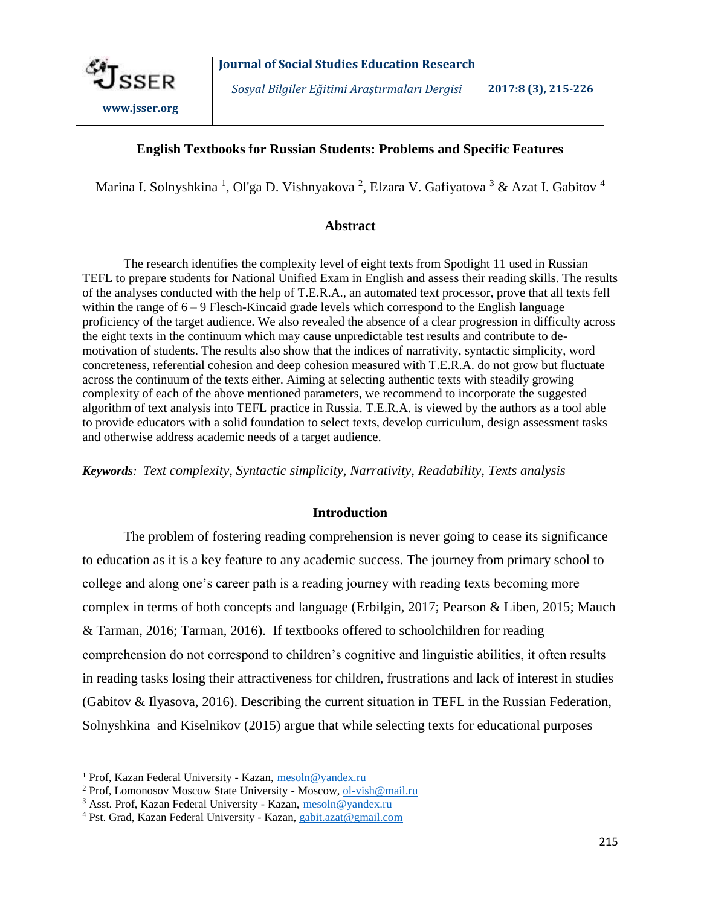# English Textbooks for Russian Students: Problems and Specific Features

Marina I. Solnyshkina [1], Ol'ga D. Vishnyakova [2], Elzara V. Gafiyatova [3] & Azat I. Gabitov [4]

## Abstract

The research identifies the complexity level of eight texts from Spotlight 11 used in Russian TEFL to prepare students for National Unified Exam in English and assess their reading skills. The results of the analyses conducted with the help of T.E.R.A., an automated text processor, prove that all texts fell within the range of 6 – 9 Flesch-Kincaid grade levels which correspond to the English language proficiency of the target audience. We also revealed the absence of a clear progression in difficulty across the eight texts in the continuum which may cause unpredictable test results and contribute to de-motivation of students. The results also show that the indices of narrativity, syntactic simplicity, word concreteness, referential cohesion and deep cohesion measured with T.E.R.A. do not grow but fluctuate across the continuum of the texts either. Aiming at selecting authentic texts with steadily growing complexity of each of the above mentioned parameters, we recommend to incorporate the suggested algorithm of text analysis into TEFL practice in Russia. T.E.R.A. is viewed by the authors as a tool able to provide educators with a solid foundation to select texts, develop curriculum, design assessment tasks and otherwise address academic needs of a target audience.

***Keywords**: Text complexity, Syntactic simplicity, Narrativity, Readability, Texts analysis*

## Introduction

The problem of fostering reading comprehension is never going to cease its significance to education as it is a key feature to any academic success. The journey from primary school to college and along one's career path is a reading journey with reading texts becoming more complex in terms of both concepts and language (Erbilgin, 2017; Pearson & Liben, 2015; Mauch & Tarman, 2016; Tarman, 2016). If textbooks offered to schoolchildren for reading comprehension do not correspond to children's cognitive and linguistic abilities, it often results in reading tasks losing their attractiveness for children, frustrations and lack of interest in studies (Gabitov & Ilyasova, 2016). Describing the current situation in TEFL in the Russian Federation, Solnyshkina and Kiselnikov (2015) argue that while selecting texts for educational purposes

---

[1] Prof, Kazan Federal University - Kazan, mesoln@yandex.ru
[2] Prof, Lomonosov Moscow State University - Moscow, ol-vish@mail.ru
[3] Asst. Prof, Kazan Federal University - Kazan, mesoln@yandex.ru
[4] Pst. Grad, Kazan Federal University - Kazan, gabit.azat@gmail.com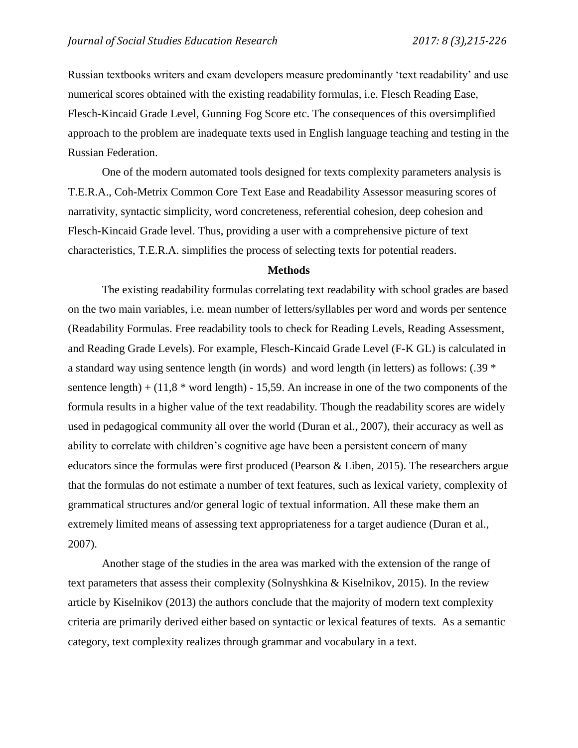Russian textbooks writers and exam developers measure predominantly 'text readability' and use numerical scores obtained with the existing readability formulas, i.e. Flesch Reading Ease, Flesch-Kincaid Grade Level, Gunning Fog Score etc. The consequences of this oversimplified approach to the problem are inadequate texts used in English language teaching and testing in the Russian Federation.

One of the modern automated tools designed for texts complexity parameters analysis is T.E.R.A., Coh-Metrix Common Core Text Ease and Readability Assessor measuring scores of narrativity, syntactic simplicity, word concreteness, referential cohesion, deep cohesion and Flesch-Kincaid Grade level. Thus, providing a user with a comprehensive picture of text characteristics, T.E.R.A. simplifies the process of selecting texts for potential readers.

## Methods

The existing readability formulas correlating text readability with school grades are based on the two main variables, i.e. mean number of letters/syllables per word and words per sentence (Readability Formulas. Free readability tools to check for Reading Levels, Reading Assessment, and Reading Grade Levels). For example, Flesch-Kincaid Grade Level (F-K GL) is calculated in a standard way using sentence length (in words) and word length (in letters) as follows: $(.39 * \text{sentence length}) + (11{,}8 * \text{word length}) - 15{,}59$. An increase in one of the two components of the formula results in a higher value of the text readability. Though the readability scores are widely used in pedagogical community all over the world (Duran et al., 2007), their accuracy as well as ability to correlate with children's cognitive age have been a persistent concern of many educators since the formulas were first produced (Pearson & Liben, 2015). The researchers argue that the formulas do not estimate a number of text features, such as lexical variety, complexity of grammatical structures and/or general logic of textual information. All these make them an extremely limited means of assessing text appropriateness for a target audience (Duran et al., 2007).

Another stage of the studies in the area was marked with the extension of the range of text parameters that assess their complexity (Solnyshkina & Kiselnikov, 2015). In the review article by Kiselnikov (2013) the authors conclude that the majority of modern text complexity criteria are primarily derived either based on syntactic or lexical features of texts. As a semantic category, text complexity realizes through grammar and vocabulary in a text.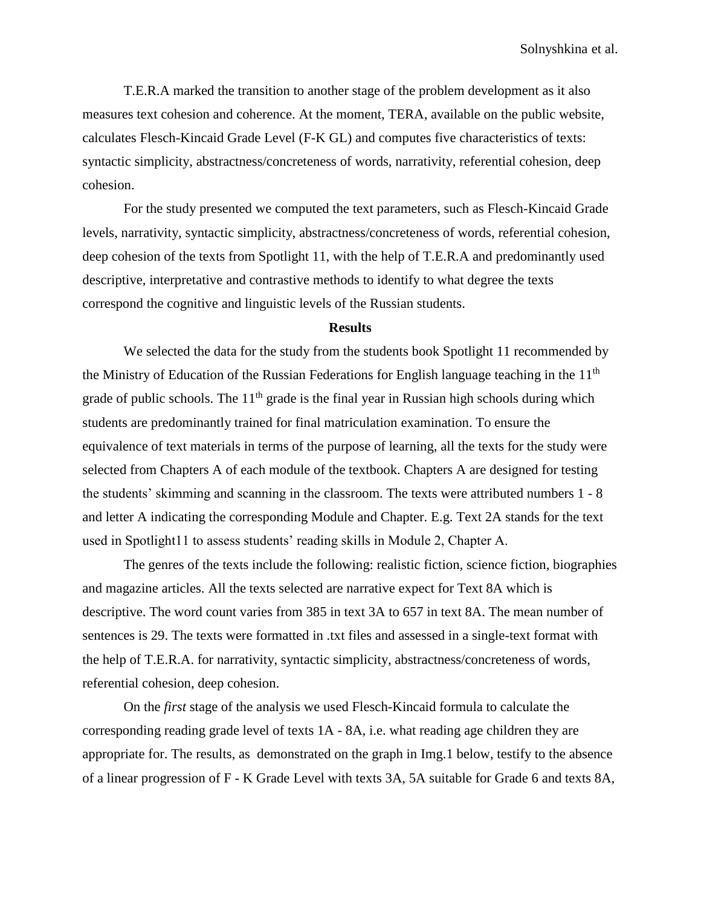T.E.R.A marked the transition to another stage of the problem development as it also measures text cohesion and coherence. At the moment, TERA, available on the public website, calculates Flesch-Kincaid Grade Level (F-K GL) and computes five characteristics of texts: syntactic simplicity, abstractness/concreteness of words, narrativity, referential cohesion, deep cohesion.

For the study presented we computed the text parameters, such as Flesch-Kincaid Grade levels, narrativity, syntactic simplicity, abstractness/concreteness of words, referential cohesion, deep cohesion of the texts from Spotlight 11, with the help of T.E.R.A and predominantly used descriptive, interpretative and contrastive methods to identify to what degree the texts correspond the cognitive and linguistic levels of the Russian students.

**Results**

We selected the data for the study from the students book Spotlight 11 recommended by the Ministry of Education of the Russian Federations for English language teaching in the 11th grade of public schools. The 11th grade is the final year in Russian high schools during which students are predominantly trained for final matriculation examination. To ensure the equivalence of text materials in terms of the purpose of learning, all the texts for the study were selected from Chapters A of each module of the textbook. Chapters A are designed for testing the students' skimming and scanning in the classroom. The texts were attributed numbers 1 - 8 and letter A indicating the corresponding Module and Chapter. E.g. Text 2A stands for the text used in Spotlight11 to assess students' reading skills in Module 2, Chapter A.

The genres of the texts include the following: realistic fiction, science fiction, biographies and magazine articles. All the texts selected are narrative expect for Text 8A which is descriptive. The word count varies from 385 in text 3A to 657 in text 8A. The mean number of sentences is 29. The texts were formatted in .txt files and assessed in a single-text format with the help of T.E.R.A. for narrativity, syntactic simplicity, abstractness/concreteness of words, referential cohesion, deep cohesion.

On the *first* stage of the analysis we used Flesch-Kincaid formula to calculate the corresponding reading grade level of texts 1A - 8A, i.e. what reading age children they are appropriate for. The results, as demonstrated on the graph in Img.1 below, testify to the absence of a linear progression of F - K Grade Level with texts 3A, 5A suitable for Grade 6 and texts 8A,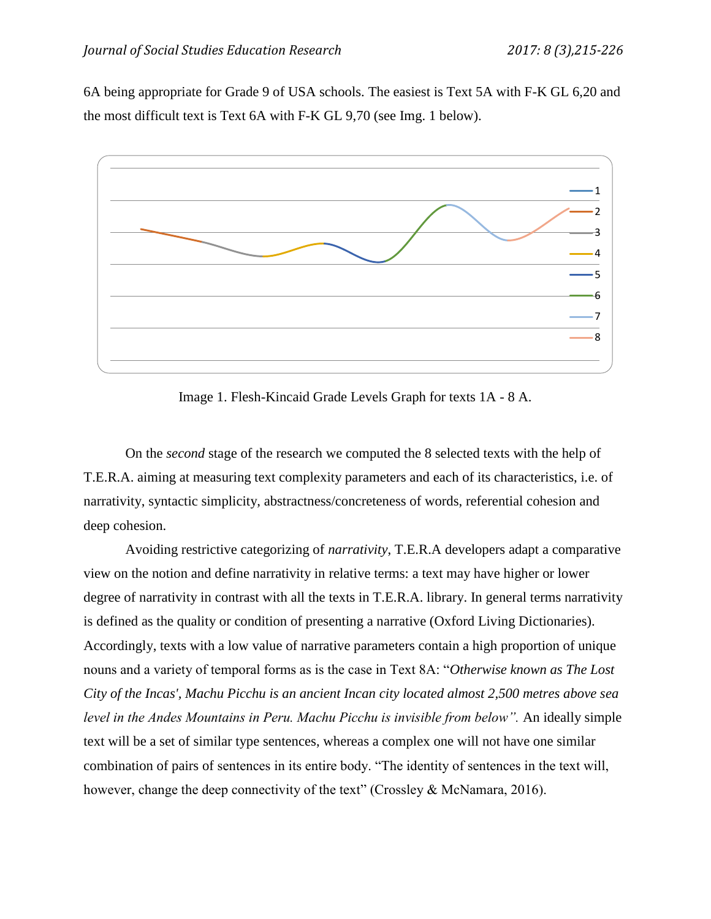6A being appropriate for Grade 9 of USA schools. The easiest is Text 5A with F-K GL 6,20 and the most difficult text is Text 6A with F-K GL 9,70 (see Img. 1 below).

Image 1. Flesh-Kincaid Grade Levels Graph for texts 1A - 8 A.

On the *second* stage of the research we computed the 8 selected texts with the help of T.E.R.A. aiming at measuring text complexity parameters and each of its characteristics, i.e. of narrativity, syntactic simplicity, abstractness/concreteness of words, referential cohesion and deep cohesion.

Avoiding restrictive categorizing of *narrativity*, T.E.R.A developers adapt a comparative view on the notion and define narrativity in relative terms: a text may have higher or lower degree of narrativity in contrast with all the texts in T.E.R.A. library. In general terms narrativity is defined as the quality or condition of presenting a narrative (Oxford Living Dictionaries). Accordingly, texts with a low value of narrative parameters contain a high proportion of unique nouns and a variety of temporal forms as is the case in Text 8A: "*Otherwise known as The Lost City of the Incas', Machu Picchu is an ancient Incan city located almost 2,500 metres above sea level in the Andes Mountains in Peru. Machu Picchu is invisible from below".* An ideally simple text will be a set of similar type sentences, whereas a complex one will not have one similar combination of pairs of sentences in its entire body. "The identity of sentences in the text will, however, change the deep connectivity of the text" (Crossley & McNamara, 2016).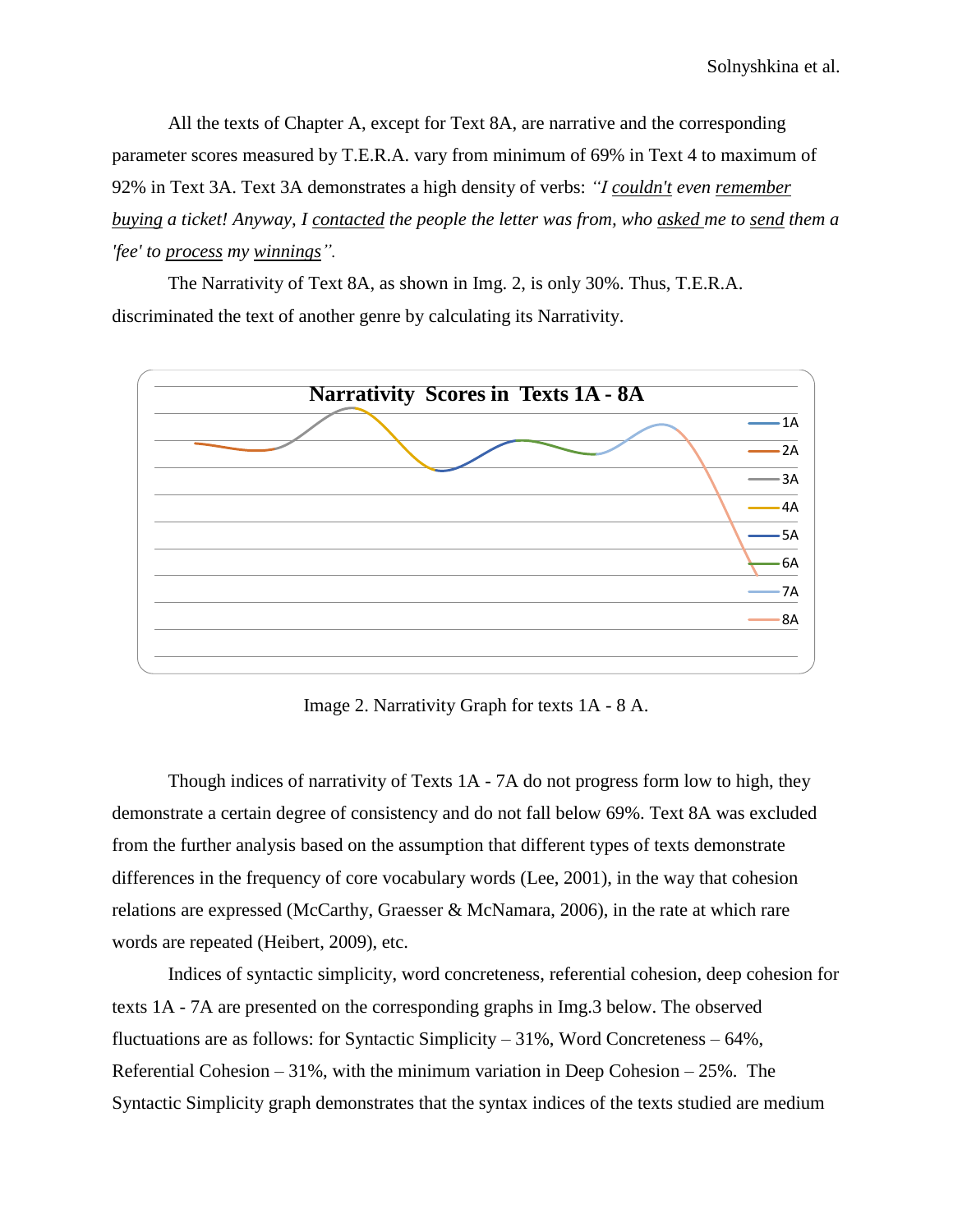All the texts of Chapter A, except for Text 8A, are narrative and the corresponding parameter scores measured by T.E.R.A. vary from minimum of 69% in Text 4 to maximum of 92% in Text 3A. Text 3A demonstrates a high density of verbs: *"I <u>couldn't</u> even <u>remember</u> <u>buying</u> a ticket! Anyway, I <u>contacted</u> the people the letter was from, who <u>asked</u> me to <u>send</u> them a 'fee' to <u>process</u> my <u>winnings</u>".*

The Narrativity of Text 8A, as shown in Img. 2, is only 30%. Thus, T.E.R.A. discriminated the text of another genre by calculating its Narrativity.

Image 2. Narrativity Graph for texts 1A - 8 A.

Though indices of narrativity of Texts 1A - 7A do not progress form low to high, they demonstrate a certain degree of consistency and do not fall below 69%. Text 8A was excluded from the further analysis based on the assumption that different types of texts demonstrate differences in the frequency of core vocabulary words (Lee, 2001), in the way that cohesion relations are expressed (McCarthy, Graesser & McNamara, 2006), in the rate at which rare words are repeated (Heibert, 2009), etc.

Indices of syntactic simplicity, word concreteness, referential cohesion, deep cohesion for texts 1A - 7A are presented on the corresponding graphs in Img.3 below. The observed fluctuations are as follows: for Syntactic Simplicity – 31%, Word Concreteness – 64%, Referential Cohesion – 31%, with the minimum variation in Deep Cohesion – 25%. The Syntactic Simplicity graph demonstrates that the syntax indices of the texts studied are medium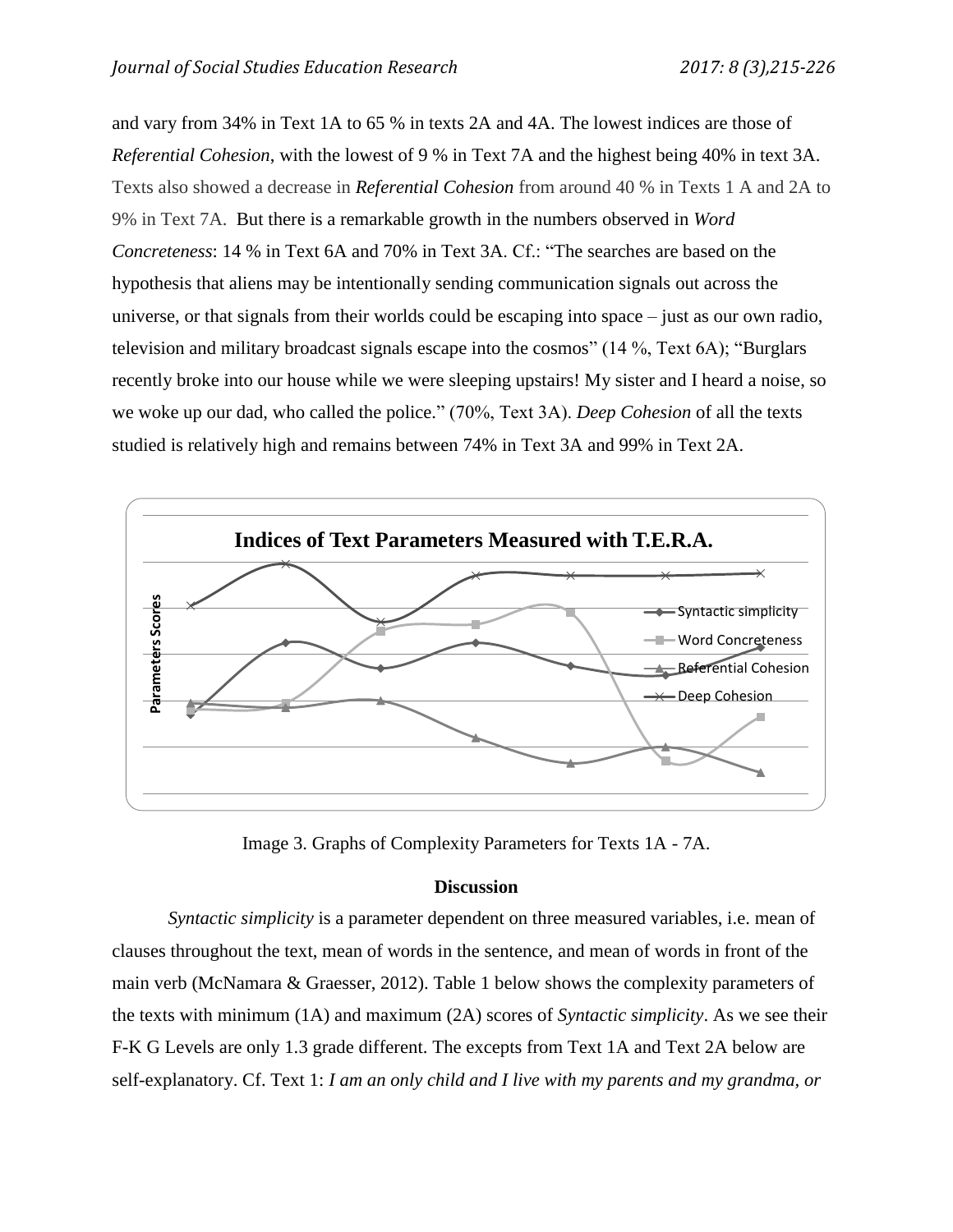and vary from 34% in Text 1A to 65 % in texts 2A and 4A. The lowest indices are those of *Referential Cohesion*, with the lowest of 9 % in Text 7A and the highest being 40% in text 3A. Texts also showed a decrease in ***Referential Cohesion*** from around 40 % in Texts 1 A and 2A to 9% in Text 7A. But there is a remarkable growth in the numbers observed in *Word Concreteness*: 14 % in Text 6A and 70% in Text 3A. Cf.: "The searches are based on the hypothesis that aliens may be intentionally sending communication signals out across the universe, or that signals from their worlds could be escaping into space – just as our own radio, television and military broadcast signals escape into the cosmos" (14 %, Text 6A); "Burglars recently broke into our house while we were sleeping upstairs! My sister and I heard a noise, so we woke up our dad, who called the police." (70%, Text 3A). *Deep Cohesion* of all the texts studied is relatively high and remains between 74% in Text 3A and 99% in Text 2A.

Image 3. Graphs of Complexity Parameters for Texts 1A - 7A.

## Discussion

*Syntactic simplicity* is a parameter dependent on three measured variables, i.e. mean of clauses throughout the text, mean of words in the sentence, and mean of words in front of the main verb (McNamara & Graesser, 2012). Table 1 below shows the complexity parameters of the texts with minimum (1A) and maximum (2A) scores of *Syntactic simplicity*. As we see their F-K G Levels are only 1.3 grade different. The excepts from Text 1A and Text 2A below are self-explanatory. Cf. Text 1: *I am an only child and I live with my parents and my grandma, or*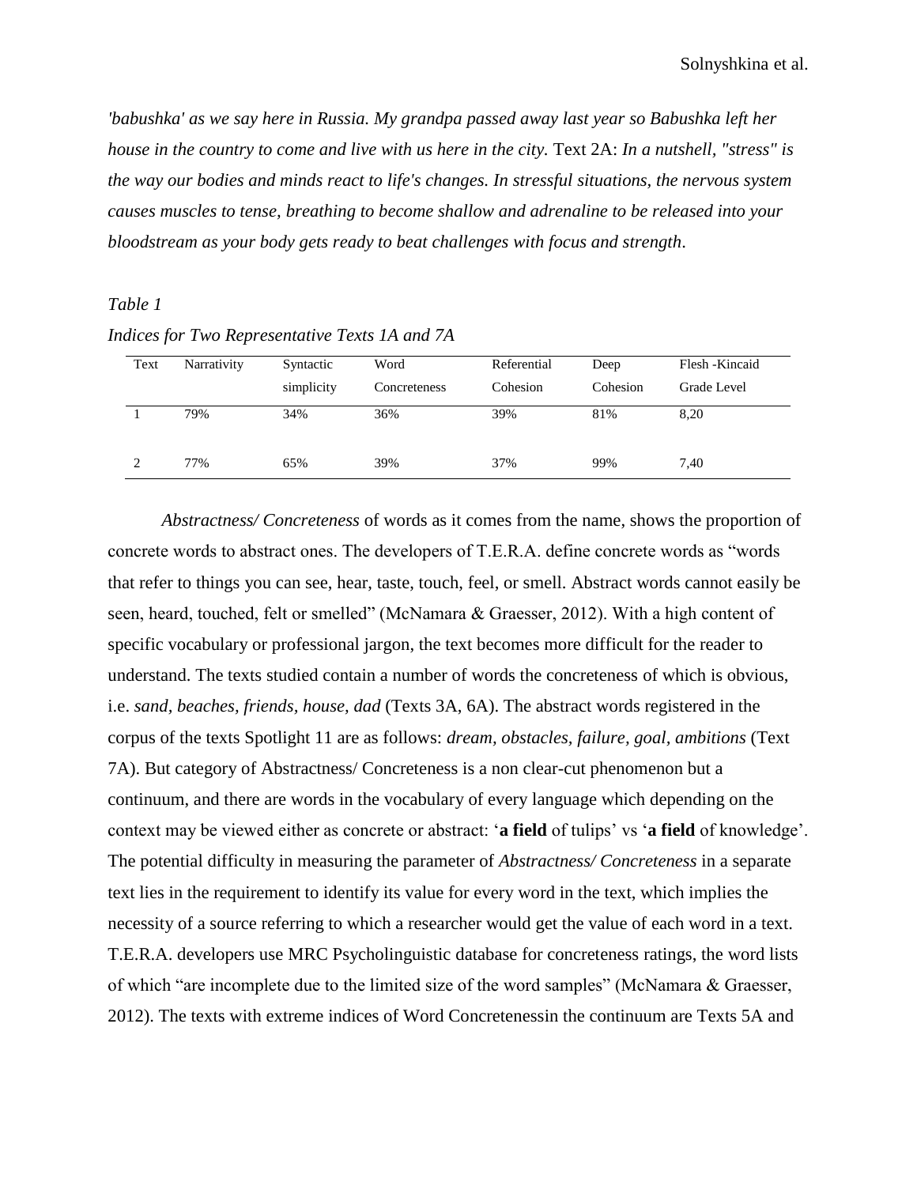*'babushka' as we say here in Russia. My grandpa passed away last year so Babushka left her house in the country to come and live with us here in the city.* Text 2A: *In a nutshell, "stress" is the way our bodies and minds react to life's changes. In stressful situations, the nervous system causes muscles to tense, breathing to become shallow and adrenaline to be released into your bloodstream as your body gets ready to beat challenges with focus and strength*.

*Table 1*

*Indices for Two Representative Texts 1A and 7A*

| Text | Narrativity | Syntactic simplicity | Word Concreteness | Referential Cohesion | Deep Cohesion | Flesh -Kincaid Grade Level |
|---|---|---|---|---|---|---|
| 1 | 79% | 34% | 36% | 39% | 81% | 8,20 |
| 2 | 77% | 65% | 39% | 37% | 99% | 7,40 |

*Abstractness/ Concreteness* of words as it comes from the name, shows the proportion of concrete words to abstract ones. The developers of T.E.R.A. define concrete words as "words that refer to things you can see, hear, taste, touch, feel, or smell. Abstract words cannot easily be seen, heard, touched, felt or smelled" (McNamara & Graesser, 2012). With a high content of specific vocabulary or professional jargon, the text becomes more difficult for the reader to understand. The texts studied contain a number of words the concreteness of which is obvious, i.e. *sand, beaches, friends, house, dad* (Texts 3A, 6A). The abstract words registered in the corpus of the texts Spotlight 11 are as follows: *dream, obstacles, failure, goal, ambitions* (Text 7A). But category of Abstractness/ Concreteness is a non clear-cut phenomenon but a continuum, and there are words in the vocabulary of every language which depending on the context may be viewed either as concrete or abstract: '**a field** of tulips' vs '**a field** of knowledge'. The potential difficulty in measuring the parameter of *Abstractness/ Concreteness* in a separate text lies in the requirement to identify its value for every word in the text, which implies the necessity of a source referring to which a researcher would get the value of each word in a text. T.E.R.A. developers use MRC Psycholinguistic database for concreteness ratings, the word lists of which "are incomplete due to the limited size of the word samples" (McNamara & Graesser, 2012). The texts with extreme indices of Word Concretenessin the continuum are Texts 5A and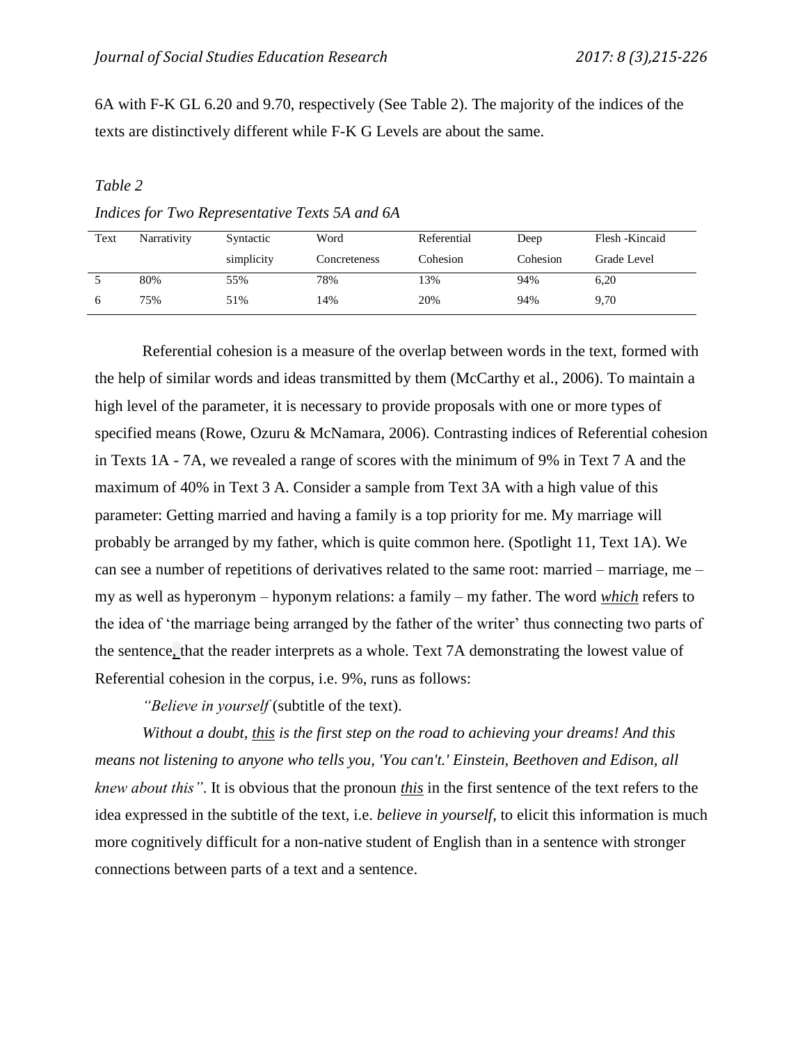6A with F-K GL 6.20 and 9.70, respectively (See Table 2). The majority of the indices of the texts are distinctively different while F-K G Levels are about the same.

*Table 2*

*Indices for Two Representative Texts 5A and 6A*

| Text | Narrativity | Syntactic simplicity | Word Concreteness | Referential Cohesion | Deep Cohesion | Flesh -Kincaid Grade Level |
|---|---|---|---|---|---|---|
| 5 | 80% | 55% | 78% | 13% | 94% | 6,20 |
| 6 | 75% | 51% | 14% | 20% | 94% | 9,70 |

Referential cohesion is a measure of the overlap between words in the text, formed with the help of similar words and ideas transmitted by them (McCarthy et al., 2006). To maintain a high level of the parameter, it is necessary to provide proposals with one or more types of specified means (Rowe, Ozuru & McNamara, 2006). Contrasting indices of Referential cohesion in Texts 1A - 7A, we revealed a range of scores with the minimum of 9% in Text 7 A and the maximum of 40% in Text 3 A. Consider a sample from Text 3A with a high value of this parameter: Getting married and having a family is a top priority for me. My marriage will probably be arranged by my father, which is quite common here. (Spotlight 11, Text 1A). We can see a number of repetitions of derivatives related to the same root: married – marriage, me – my as well as hyperonym – hyponym relations: a family – my father. The word ***which*** refers to the idea of 'the marriage being arranged by the father of the writer' thus connecting two parts of the sentence, that the reader interprets as a whole. Text 7A demonstrating the lowest value of Referential cohesion in the corpus, i.e. 9%, runs as follows:

*"Believe in yourself* (subtitle of the text).

*Without a doubt, this is the first step on the road to achieving your dreams! And this means not listening to anyone who tells you, 'You can't.' Einstein, Beethoven and Edison, all knew about this"*. It is obvious that the pronoun ***this*** in the first sentence of the text refers to the idea expressed in the subtitle of the text, i.e. *believe in yourself*, to elicit this information is much more cognitively difficult for a non-native student of English than in a sentence with stronger connections between parts of a text and a sentence.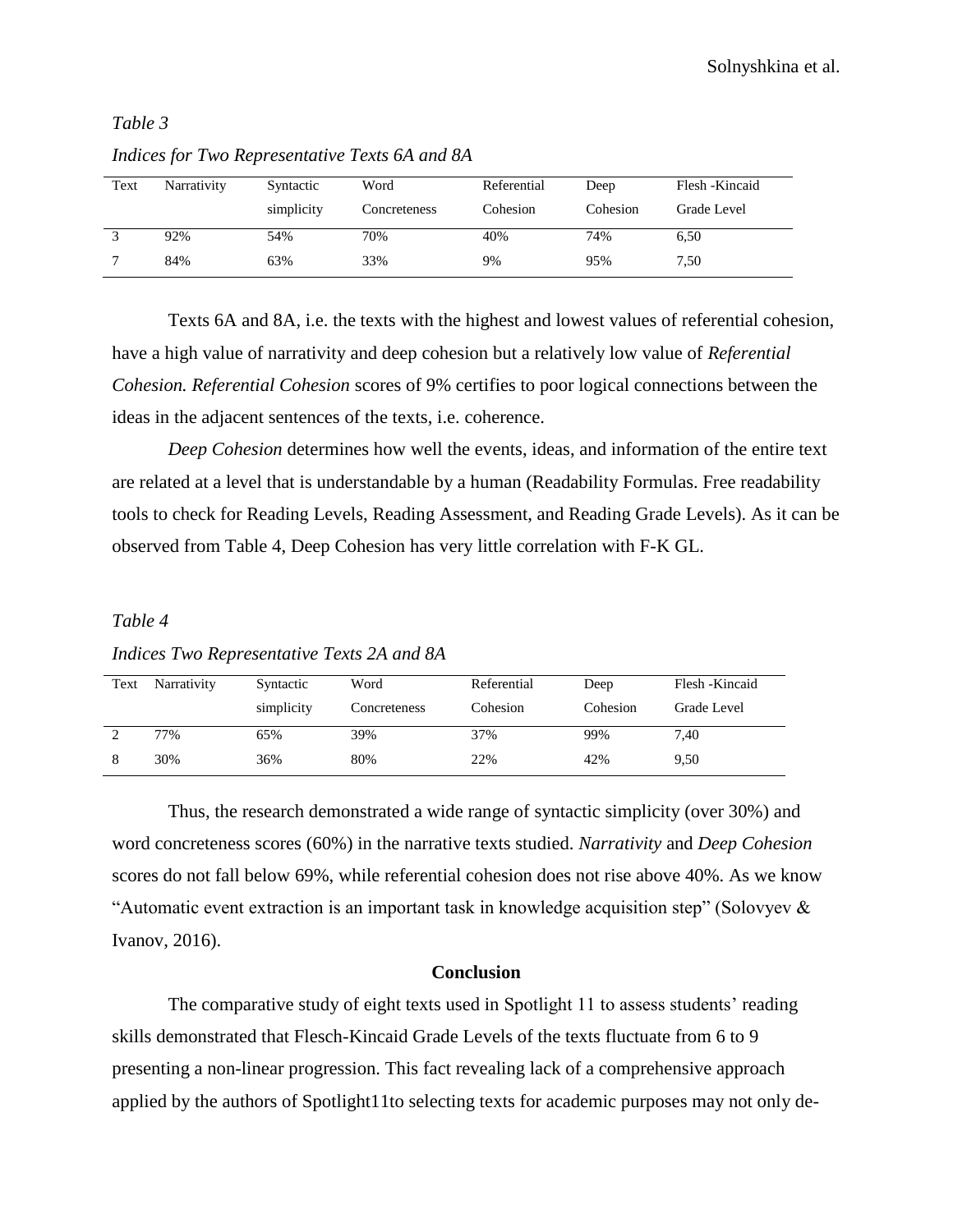*Table 3*

*Indices for Two Representative Texts 6A and 8A*

| Text | Narrativity | Syntactic simplicity | Word Concreteness | Referential Cohesion | Deep Cohesion | Flesh -Kincaid Grade Level |
|---|---|---|---|---|---|---|
| 3 | 92% | 54% | 70% | 40% | 74% | 6,50 |
| 7 | 84% | 63% | 33% | 9% | 95% | 7,50 |

Texts 6A and 8A, i.e. the texts with the highest and lowest values of referential cohesion, have a high value of narrativity and deep cohesion but a relatively low value of *Referential Cohesion. Referential Cohesion* scores of 9% certifies to poor logical connections between the ideas in the adjacent sentences of the texts, i.e. coherence.

*Deep Cohesion* determines how well the events, ideas, and information of the entire text are related at a level that is understandable by a human (Readability Formulas. Free readability tools to check for Reading Levels, Reading Assessment, and Reading Grade Levels). As it can be observed from Table 4, Deep Cohesion has very little correlation with F-K GL.

*Table 4*

*Indices Two Representative Texts 2A and 8A*

| Text | Narrativity | Syntactic simplicity | Word Concreteness | Referential Cohesion | Deep Cohesion | Flesh -Kincaid Grade Level |
|---|---|---|---|---|---|---|
| 2 | 77% | 65% | 39% | 37% | 99% | 7,40 |
| 8 | 30% | 36% | 80% | 22% | 42% | 9,50 |

Thus, the research demonstrated a wide range of syntactic simplicity (over 30%) and word concreteness scores (60%) in the narrative texts studied. *Narrativity* and *Deep Cohesion* scores do not fall below 69%, while referential cohesion does not rise above 40%. As we know "Automatic event extraction is an important task in knowledge acquisition step" (Solovyev & Ivanov, 2016).

## Conclusion

The comparative study of eight texts used in Spotlight 11 to assess students' reading skills demonstrated that Flesch-Kincaid Grade Levels of the texts fluctuate from 6 to 9 presenting a non-linear progression. This fact revealing lack of a comprehensive approach applied by the authors of Spotlight11to selecting texts for academic purposes may not only de-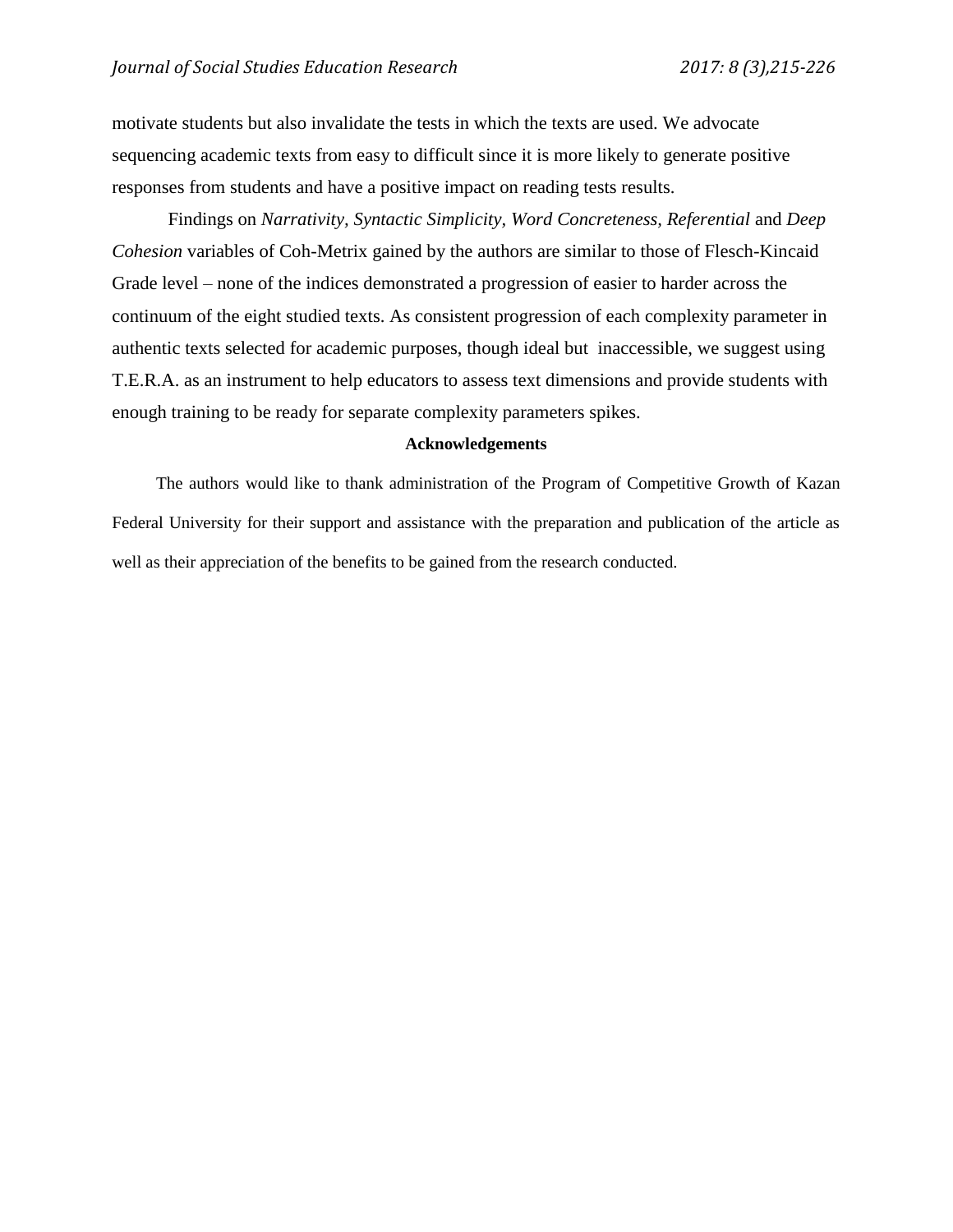motivate students but also invalidate the tests in which the texts are used. We advocate sequencing academic texts from easy to difficult since it is more likely to generate positive responses from students and have a positive impact on reading tests results.

Findings on *Narrativity*, *Syntactic Simplicity*, *Word Concreteness*, *Referential* and *Deep Cohesion* variables of Coh-Metrix gained by the authors are similar to those of Flesch-Kincaid Grade level – none of the indices demonstrated a progression of easier to harder across the continuum of the eight studied texts. As consistent progression of each complexity parameter in authentic texts selected for academic purposes, though ideal but inaccessible, we suggest using T.E.R.A. as an instrument to help educators to assess text dimensions and provide students with enough training to be ready for separate complexity parameters spikes.

**Acknowledgements**

The authors would like to thank administration of the Program of Competitive Growth of Kazan Federal University for their support and assistance with the preparation and publication of the article as well as their appreciation of the benefits to be gained from the research conducted.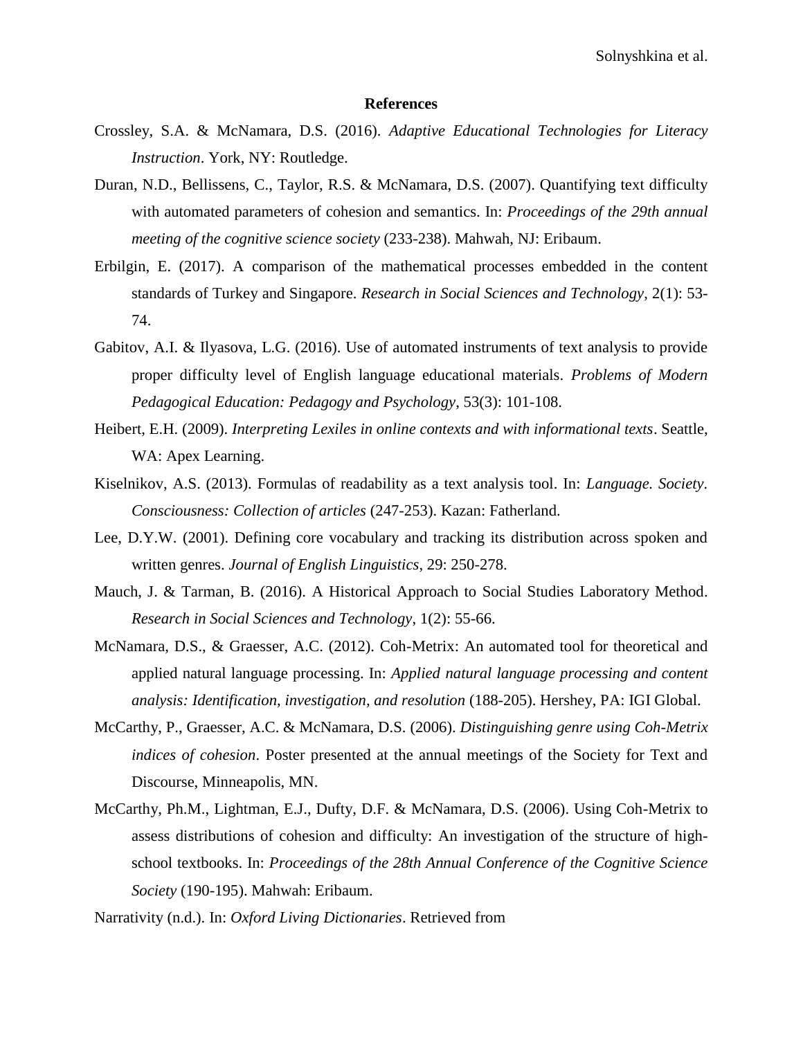## References

Crossley, S.A. & McNamara, D.S. (2016). *Adaptive Educational Technologies for Literacy Instruction*. York, NY: Routledge.

Duran, N.D., Bellissens, C., Taylor, R.S. & McNamara, D.S. (2007). Quantifying text difficulty with automated parameters of cohesion and semantics. In: *Proceedings of the 29th annual meeting of the cognitive science society* (233-238). Mahwah, NJ: Eribaum.

Erbilgin, E. (2017). A comparison of the mathematical processes embedded in the content standards of Turkey and Singapore. *Research in Social Sciences and Technology*, 2(1): 53-74.

Gabitov, A.I. & Ilyasova, L.G. (2016). Use of automated instruments of text analysis to provide proper difficulty level of English language educational materials. *Problems of Modern Pedagogical Education: Pedagogy and Psychology*, 53(3): 101-108.

Heibert, E.H. (2009). *Interpreting Lexiles in online contexts and with informational texts*. Seattle, WA: Apex Learning.

Kiselnikov, A.S. (2013). Formulas of readability as a text analysis tool. In: *Language. Society. Consciousness: Collection of articles* (247-253). Kazan: Fatherland.

Lee, D.Y.W. (2001). Defining core vocabulary and tracking its distribution across spoken and written genres. *Journal of English Linguistics*, 29: 250-278.

Mauch, J. & Tarman, B. (2016). A Historical Approach to Social Studies Laboratory Method. *Research in Social Sciences and Technology*, 1(2): 55-66.

McNamara, D.S., & Graesser, A.C. (2012). Coh-Metrix: An automated tool for theoretical and applied natural language processing. In: *Applied natural language processing and content analysis: Identification, investigation, and resolution* (188-205). Hershey, PA: IGI Global.

McCarthy, P., Graesser, A.C. & McNamara, D.S. (2006). *Distinguishing genre using Coh-Metrix indices of cohesion*. Poster presented at the annual meetings of the Society for Text and Discourse, Minneapolis, MN.

McCarthy, Ph.M., Lightman, E.J., Dufty, D.F. & McNamara, D.S. (2006). Using Coh-Metrix to assess distributions of cohesion and difficulty: An investigation of the structure of high-school textbooks. In: *Proceedings of the 28th Annual Conference of the Cognitive Science Society* (190-195). Mahwah: Eribaum.

Narrativity (n.d.). In: *Oxford Living Dictionaries*. Retrieved from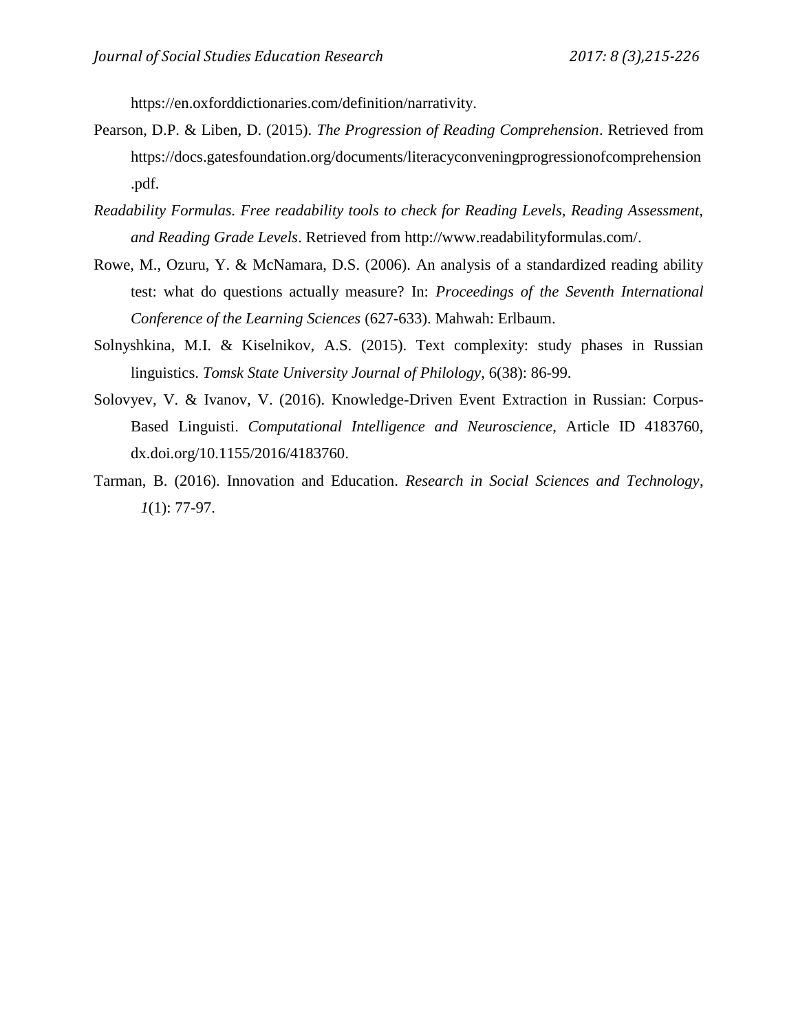https://en.oxforddictionaries.com/definition/narrativity.

Pearson, D.P. & Liben, D. (2015). *The Progression of Reading Comprehension*. Retrieved from https://docs.gatesfoundation.org/documents/literacyconveningprogressionofcomprehension.pdf.

*Readability Formulas. Free readability tools to check for Reading Levels, Reading Assessment, and Reading Grade Levels*. Retrieved from http://www.readabilityformulas.com/.

Rowe, M., Ozuru, Y. & McNamara, D.S. (2006). An analysis of a standardized reading ability test: what do questions actually measure? In: *Proceedings of the Seventh International Conference of the Learning Sciences* (627-633). Mahwah: Erlbaum.

Solnyshkina, M.I. & Kiselnikov, A.S. (2015). Text complexity: study phases in Russian linguistics. *Tomsk State University Journal of Philology*, 6(38): 86-99.

Solovyev, V. & Ivanov, V. (2016). Knowledge-Driven Event Extraction in Russian: Corpus-Based Linguisti. *Computational Intelligence and Neuroscience*, Article ID 4183760, dx.doi.org/10.1155/2016/4183760.

Tarman, B. (2016). Innovation and Education. *Research in Social Sciences and Technology*, *1*(1): 77-97.